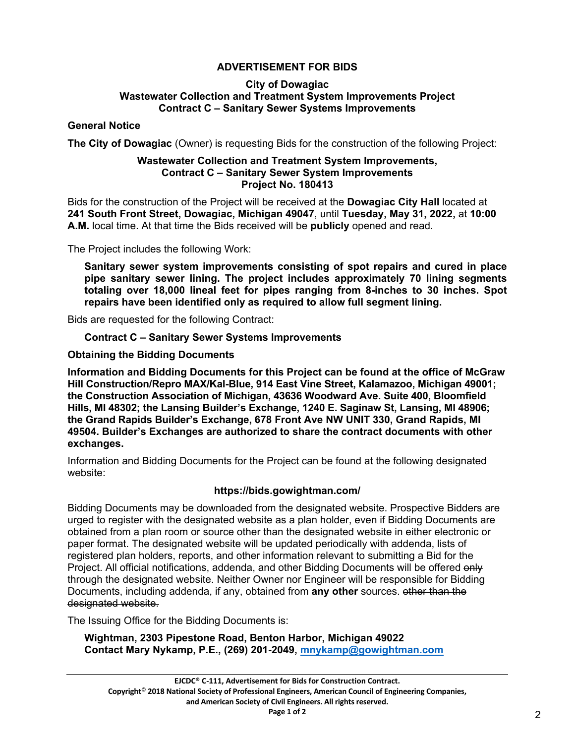# ADVERTISEMENT FOR BIDS

**City of Dowagiac**
**Wastewater Collection and Treatment System Improvements Project**
**Contract C – Sanitary Sewer Systems Improvements**

## General Notice

**The City of Dowagiac** (Owner) is requesting Bids for the construction of the following Project:

**Wastewater Collection and Treatment System Improvements,**
**Contract C – Sanitary Sewer System Improvements**
**Project No. 180413**

Bids for the construction of the Project will be received at the **Dowagiac City Hall** located at **241 South Front Street, Dowagiac, Michigan 49047**, until **Tuesday, May 31, 2022,** at **10:00 A.M.** local time. At that time the Bids received will be **publicly** opened and read.

The Project includes the following Work:

> **Sanitary sewer system improvements consisting of spot repairs and cured in place pipe sanitary sewer lining. The project includes approximately 70 lining segments totaling over 18,000 lineal feet for pipes ranging from 8-inches to 30 inches. Spot repairs have been identified only as required to allow full segment lining.**

Bids are requested for the following Contract:

> **Contract C – Sanitary Sewer Systems Improvements**

## Obtaining the Bidding Documents

**Information and Bidding Documents for this Project can be found at the office of McGraw Hill Construction/Repro MAX/Kal-Blue, 914 East Vine Street, Kalamazoo, Michigan 49001; the Construction Association of Michigan, 43636 Woodward Ave. Suite 400, Bloomfield Hills, MI 48302; the Lansing Builder's Exchange, 1240 E. Saginaw St, Lansing, MI 48906; the Grand Rapids Builder's Exchange, 678 Front Ave NW UNIT 330, Grand Rapids, MI 49504. Builder's Exchanges are authorized to share the contract documents with other exchanges.**

Information and Bidding Documents for the Project can be found at the following designated website:

**https://bids.gowightman.com/**

Bidding Documents may be downloaded from the designated website. Prospective Bidders are urged to register with the designated website as a plan holder, even if Bidding Documents are obtained from a plan room or source other than the designated website in either electronic or paper format. The designated website will be updated periodically with addenda, lists of registered plan holders, reports, and other information relevant to submitting a Bid for the Project. All official notifications, addenda, and other Bidding Documents will be offered ~~only~~ through the designated website. Neither Owner nor Engineer will be responsible for Bidding Documents, including addenda, if any, obtained from **any other** sources. ~~other than the designated website.~~

The Issuing Office for the Bidding Documents is:

> **Wightman, 2303 Pipestone Road, Benton Harbor, Michigan 49022**
> **Contact Mary Nykamp, P.E., (269) 201-2049, mnykamp@gowightman.com**

EJCDC® C-111, Advertisement for Bids for Construction Contract.
Copyright© 2018 National Society of Professional Engineers, American Council of Engineering Companies, and American Society of Civil Engineers. All rights reserved.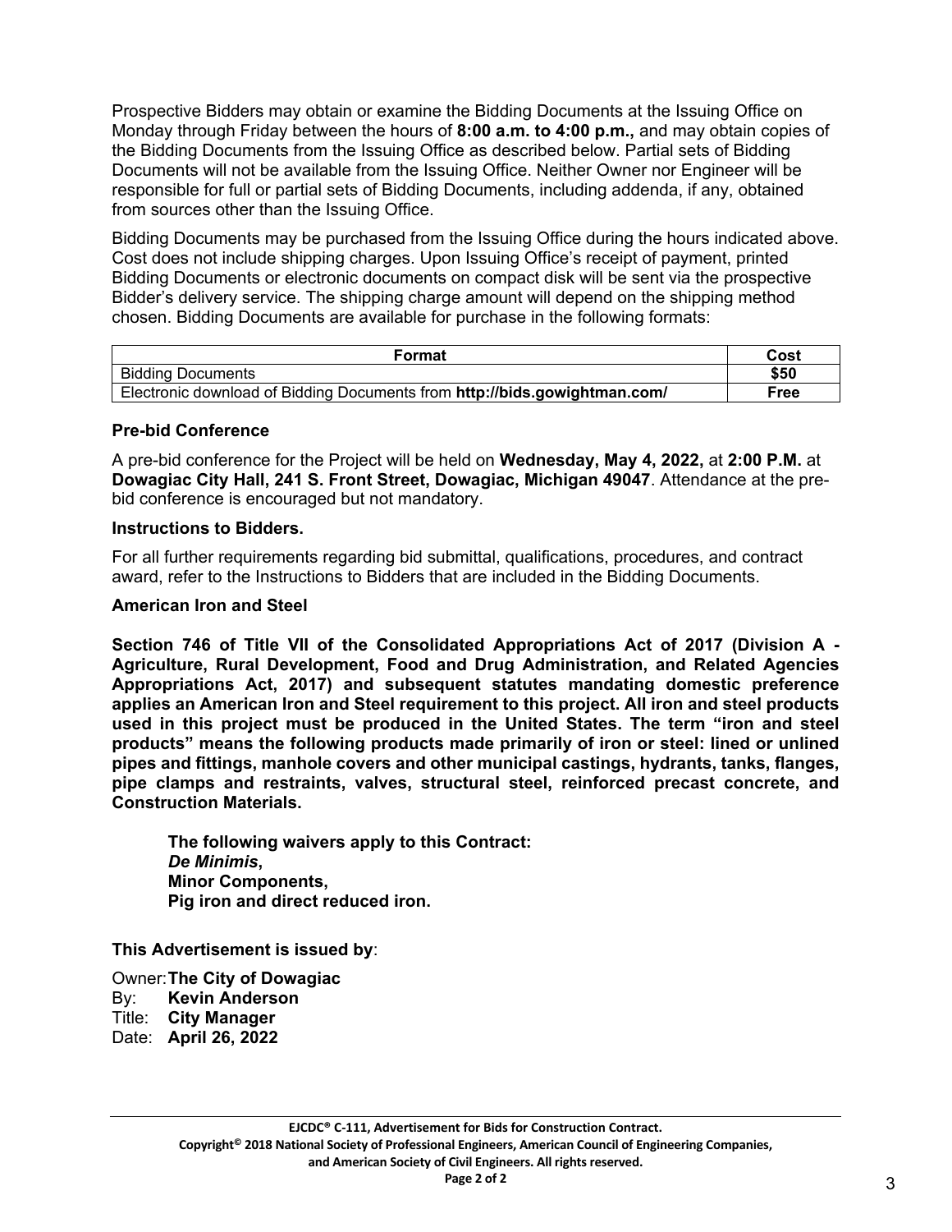Prospective Bidders may obtain or examine the Bidding Documents at the Issuing Office on Monday through Friday between the hours of **8:00 a.m. to 4:00 p.m.,** and may obtain copies of the Bidding Documents from the Issuing Office as described below. Partial sets of Bidding Documents will not be available from the Issuing Office. Neither Owner nor Engineer will be responsible for full or partial sets of Bidding Documents, including addenda, if any, obtained from sources other than the Issuing Office.

Bidding Documents may be purchased from the Issuing Office during the hours indicated above. Cost does not include shipping charges. Upon Issuing Office's receipt of payment, printed Bidding Documents or electronic documents on compact disk will be sent via the prospective Bidder's delivery service. The shipping charge amount will depend on the shipping method chosen. Bidding Documents are available for purchase in the following formats:

| Format | Cost |
|---|---|
| Bidding Documents | **$50** |
| Electronic download of Bidding Documents from **http://bids.gowightman.com/** | **Free** |

**Pre-bid Conference**

A pre-bid conference for the Project will be held on **Wednesday, May 4, 2022,** at **2:00 P.M.** at **Dowagiac City Hall, 241 S. Front Street, Dowagiac, Michigan 49047**. Attendance at the pre-bid conference is encouraged but not mandatory.

**Instructions to Bidders.**

For all further requirements regarding bid submittal, qualifications, procedures, and contract award, refer to the Instructions to Bidders that are included in the Bidding Documents.

**American Iron and Steel**

**Section 746 of Title VII of the Consolidated Appropriations Act of 2017 (Division A - Agriculture, Rural Development, Food and Drug Administration, and Related Agencies Appropriations Act, 2017) and subsequent statutes mandating domestic preference applies an American Iron and Steel requirement to this project. All iron and steel products used in this project must be produced in the United States. The term "iron and steel products" means the following products made primarily of iron or steel: lined or unlined pipes and fittings, manhole covers and other municipal castings, hydrants, tanks, flanges, pipe clamps and restraints, valves, structural steel, reinforced precast concrete, and Construction Materials.**

> **The following waivers apply to this Contract:**
> ***De Minimis*,**
> **Minor Components,**
> **Pig iron and direct reduced iron.**

**This Advertisement is issued by**:

Owner: **The City of Dowagiac**
By: **Kevin Anderson**
Title: **City Manager**
Date: **April 26, 2022**

**EJCDC® C-111, Advertisement for Bids for Construction Contract.**
**Copyright© 2018 National Society of Professional Engineers, American Council of Engineering Companies, and American Society of Civil Engineers. All rights reserved.**